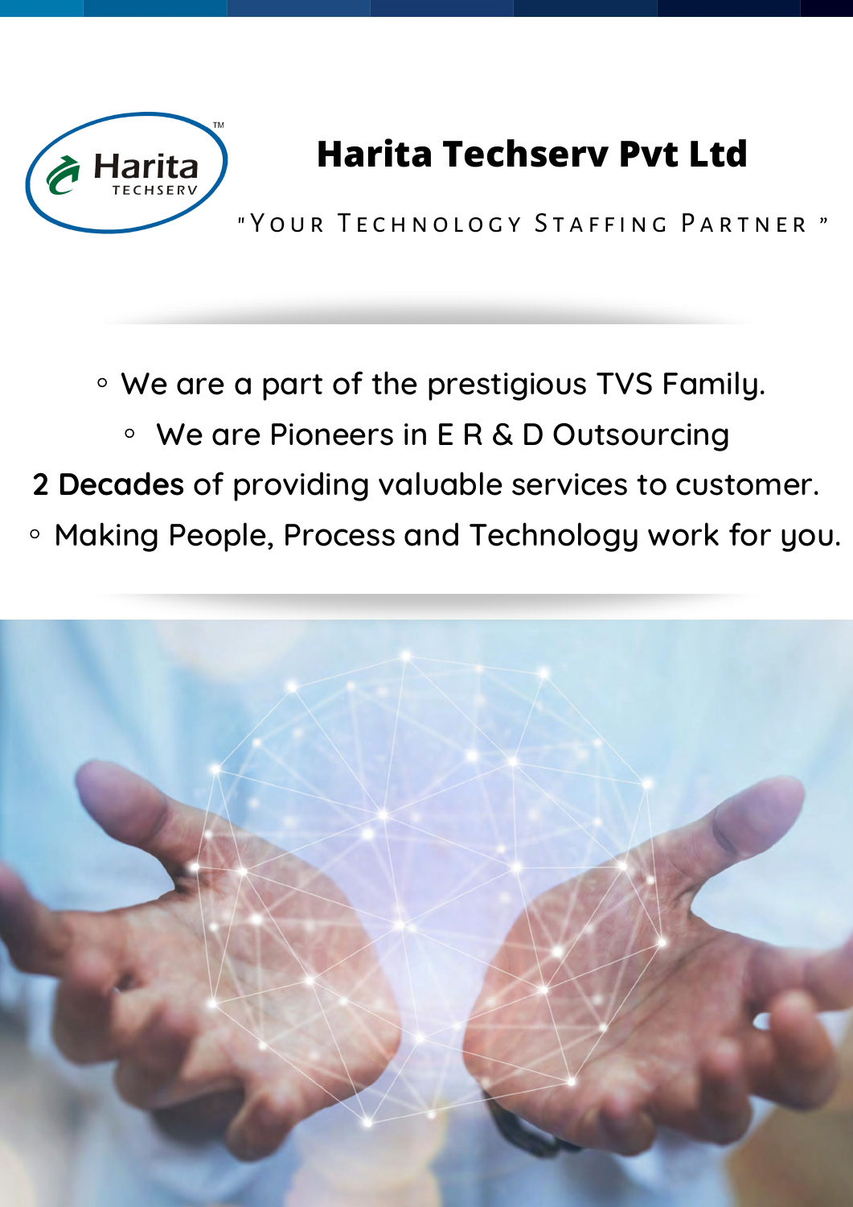# Harita Techserv Pvt Ltd

"Your Technology Staffing Partner"

- We are a part of the prestigious TVS Family.
- We are Pioneers in E R & D Outsourcing

**2 Decades** of providing valuable services to customer.

- Making People, Process and Technology work for you.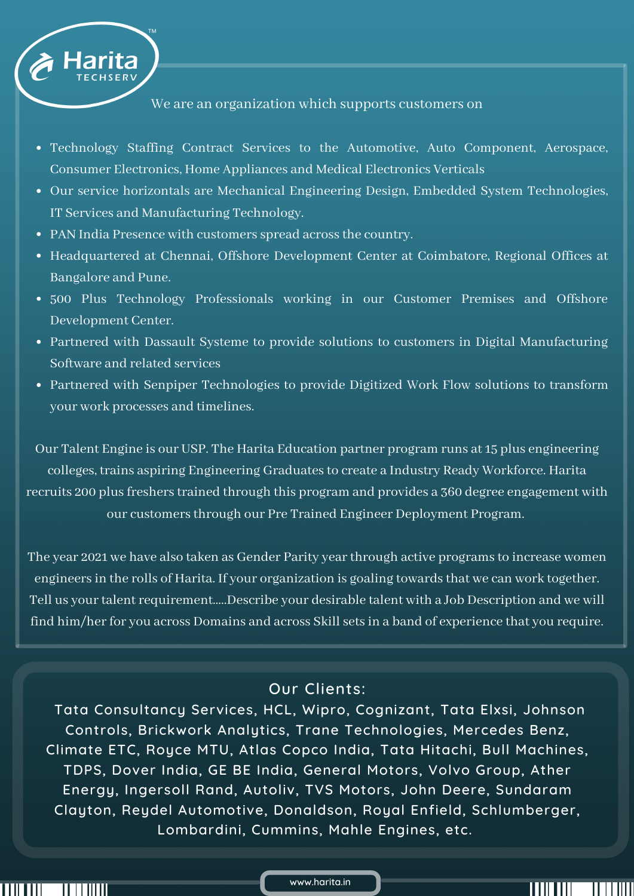Harita TECHSERV™

We are an organization which supports customers on

- Technology Staffing Contract Services to the Automotive, Auto Component, Aerospace, Consumer Electronics, Home Appliances and Medical Electronics Verticals
- Our service horizontals are Mechanical Engineering Design, Embedded System Technologies, IT Services and Manufacturing Technology.
- PAN India Presence with customers spread across the country.
- Headquartered at Chennai, Offshore Development Center at Coimbatore, Regional Offices at Bangalore and Pune.
- 500 Plus Technology Professionals working in our Customer Premises and Offshore Development Center.
- Partnered with Dassault Systeme to provide solutions to customers in Digital Manufacturing Software and related services
- Partnered with Senpiper Technologies to provide Digitized Work Flow solutions to transform your work processes and timelines.

Our Talent Engine is our USP. The Harita Education partner program runs at 15 plus engineering colleges, trains aspiring Engineering Graduates to create a Industry Ready Workforce. Harita recruits 200 plus freshers trained through this program and provides a 360 degree engagement with our customers through our Pre Trained Engineer Deployment Program.

The year 2021 we have also taken as Gender Parity year through active programs to increase women engineers in the rolls of Harita. If your organization is goaling towards that we can work together. Tell us your talent requirement.....Describe your desirable talent with a Job Description and we will find him/her for you across Domains and across Skill sets in a band of experience that you require.

## Our Clients:

Tata Consultancy Services, HCL, Wipro, Cognizant, Tata Elxsi, Johnson Controls, Brickwork Analytics, Trane Technologies, Mercedes Benz, Climate ETC, Royce MTU, Atlas Copco India, Tata Hitachi, Bull Machines, TDPS, Dover India, GE BE India, General Motors, Volvo Group, Ather Energy, Ingersoll Rand, Autoliv, TVS Motors, John Deere, Sundaram Clayton, Reydel Automotive, Donaldson, Royal Enfield, Schlumberger, Lombardini, Cummins, Mahle Engines, etc.

www.harita.in